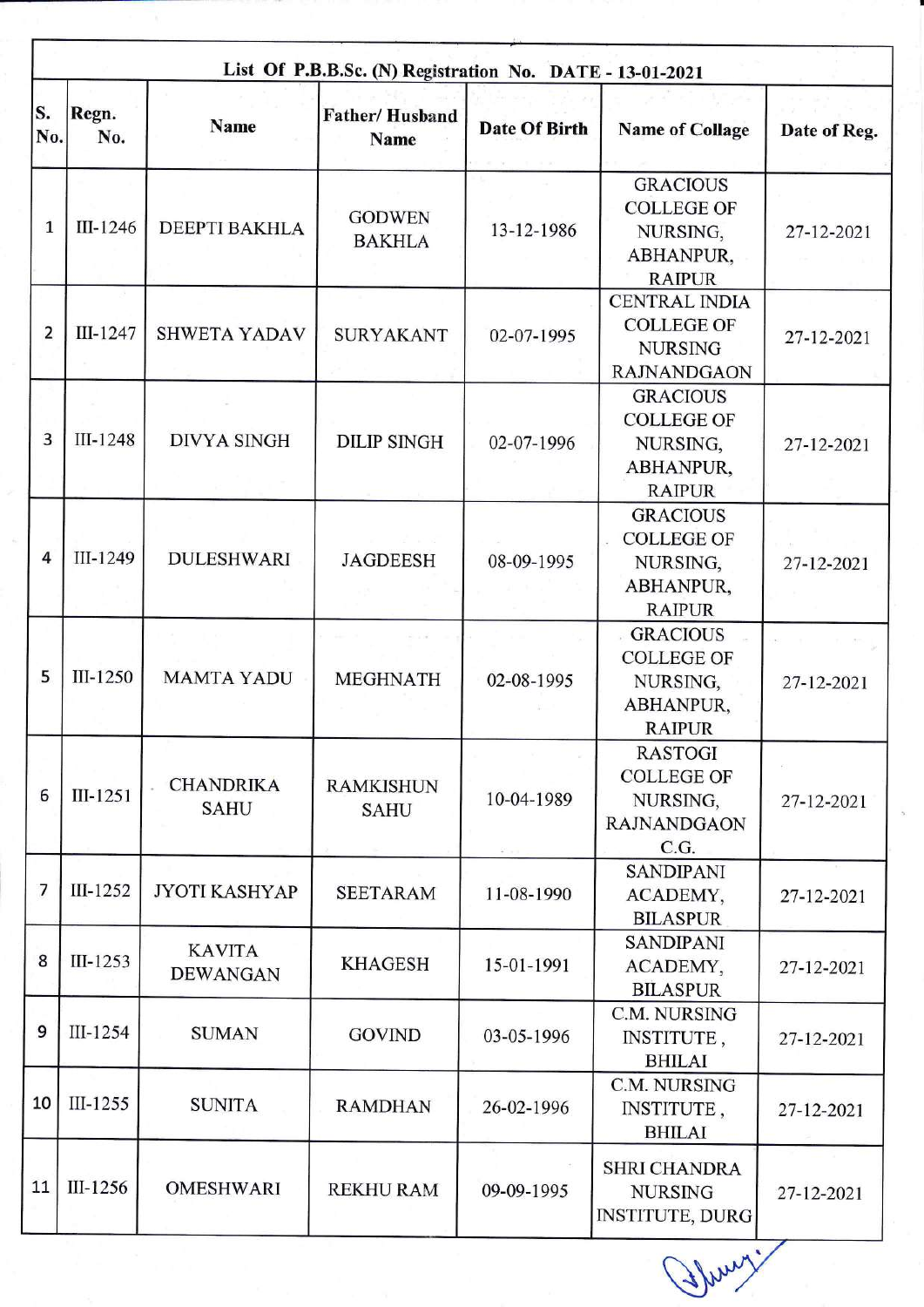| List Of P.B.B.Sc. (N) Registration No. DATE - 13-01-2021 | | | | | | |
|---|---|---|---|---|---|---|
| S. No. | Regn. No. | Name | Father/ Husband Name | Date Of Birth | Name of Collage | Date of Reg. |
| 1 | III-1246 | DEEPTI BAKHLA | GODWEN BAKHLA | 13-12-1986 | GRACIOUS COLLEGE OF NURSING, ABHANPUR, RAIPUR | 27-12-2021 |
| 2 | III-1247 | SHWETA YADAV | SURYAKANT | 02-07-1995 | CENTRAL INDIA COLLEGE OF NURSING RAJNANDGAON | 27-12-2021 |
| 3 | III-1248 | DIVYA SINGH | DILIP SINGH | 02-07-1996 | GRACIOUS COLLEGE OF NURSING, ABHANPUR, RAIPUR | 27-12-2021 |
| 4 | III-1249 | DULESHWARI | JAGDEESH | 08-09-1995 | GRACIOUS COLLEGE OF NURSING, ABHANPUR, RAIPUR | 27-12-2021 |
| 5 | III-1250 | MAMTA YADU | MEGHNATH | 02-08-1995 | GRACIOUS COLLEGE OF NURSING, ABHANPUR, RAIPUR | 27-12-2021 |
| 6 | III-1251 | CHANDRIKA SAHU | RAMKISHUN SAHU | 10-04-1989 | RASTOGI COLLEGE OF NURSING, RAJNANDGAON C.G. | 27-12-2021 |
| 7 | III-1252 | JYOTI KASHYAP | SEETARAM | 11-08-1990 | SANDIPANI ACADEMY, BILASPUR | 27-12-2021 |
| 8 | III-1253 | KAVITA DEWANGAN | KHAGESH | 15-01-1991 | SANDIPANI ACADEMY, BILASPUR | 27-12-2021 |
| 9 | III-1254 | SUMAN | GOVIND | 03-05-1996 | C.M. NURSING INSTITUTE , BHILAI | 27-12-2021 |
| 10 | III-1255 | SUNITA | RAMDHAN | 26-02-1996 | C.M. NURSING INSTITUTE , BHILAI | 27-12-2021 |
| 11 | III-1256 | OMESHWARI | REKHU RAM | 09-09-1995 | SHRI CHANDRA NURSING INSTITUTE, DURG | 27-12-2021 |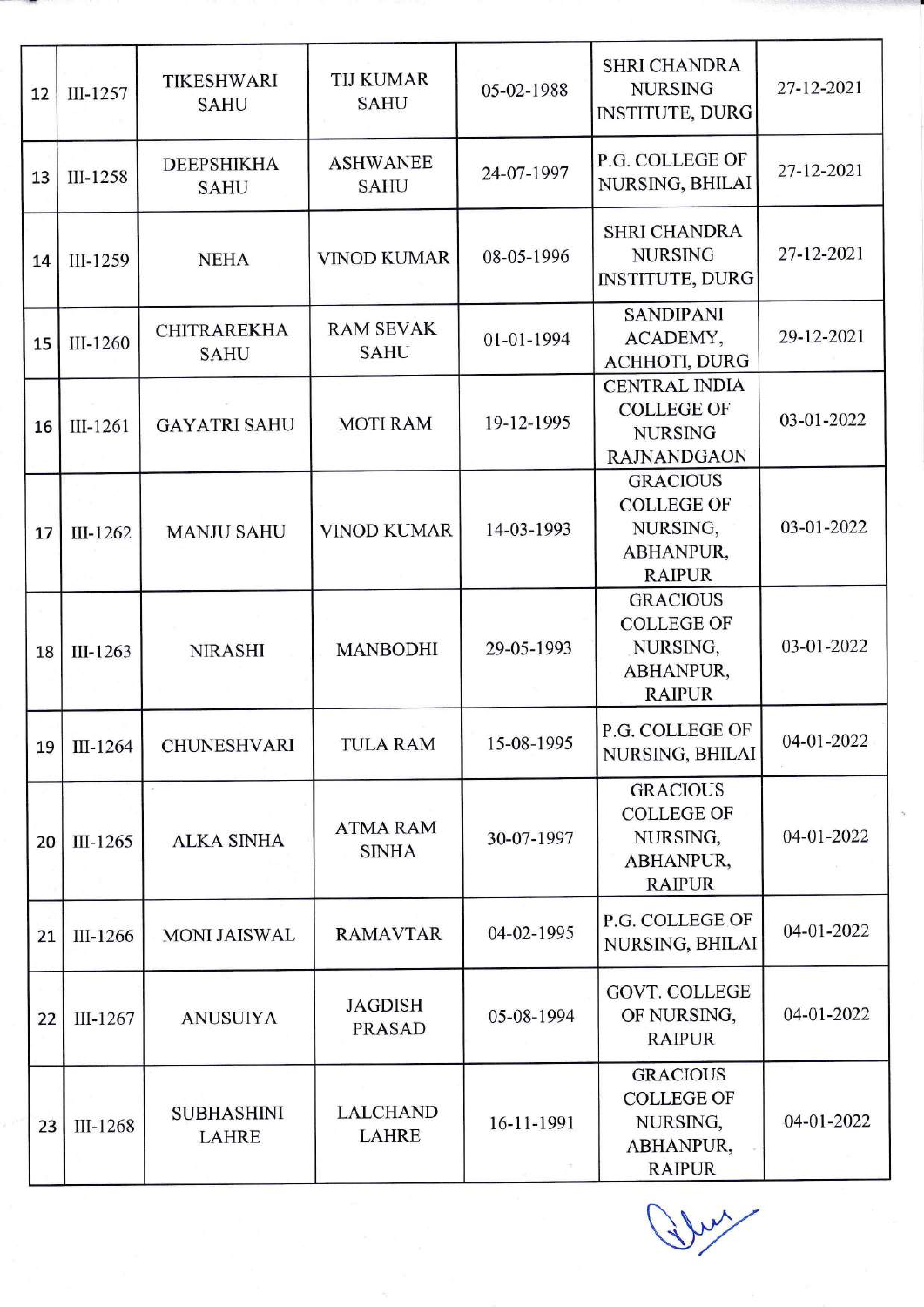| 12 | III-1257 | TIKESHWARI SAHU | TIJ KUMAR SAHU | 05-02-1988 | SHRI CHANDRA NURSING INSTITUTE, DURG | 27-12-2021 |
|---|---|---|---|---|---|---|
| 13 | III-1258 | DEEPSHIKHA SAHU | ASHWANEE SAHU | 24-07-1997 | P.G. COLLEGE OF NURSING, BHILAI | 27-12-2021 |
| 14 | III-1259 | NEHA | VINOD KUMAR | 08-05-1996 | SHRI CHANDRA NURSING INSTITUTE, DURG | 27-12-2021 |
| 15 | III-1260 | CHITRAREKHA SAHU | RAM SEVAK SAHU | 01-01-1994 | SANDIPANI ACADEMY, ACHHOTI, DURG | 29-12-2021 |
| 16 | III-1261 | GAYATRI SAHU | MOTI RAM | 19-12-1995 | CENTRAL INDIA COLLEGE OF NURSING RAJNANDGAON | 03-01-2022 |
| 17 | III-1262 | MANJU SAHU | VINOD KUMAR | 14-03-1993 | GRACIOUS COLLEGE OF NURSING, ABHANPUR, RAIPUR | 03-01-2022 |
| 18 | III-1263 | NIRASHI | MANBODHI | 29-05-1993 | GRACIOUS COLLEGE OF NURSING, ABHANPUR, RAIPUR | 03-01-2022 |
| 19 | III-1264 | CHUNESHVARI | TULA RAM | 15-08-1995 | P.G. COLLEGE OF NURSING, BHILAI | 04-01-2022 |
| 20 | III-1265 | ALKA SINHA | ATMA RAM SINHA | 30-07-1997 | GRACIOUS COLLEGE OF NURSING, ABHANPUR, RAIPUR | 04-01-2022 |
| 21 | III-1266 | MONI JAISWAL | RAMAVTAR | 04-02-1995 | P.G. COLLEGE OF NURSING, BHILAI | 04-01-2022 |
| 22 | III-1267 | ANUSUIYA | JAGDISH PRASAD | 05-08-1994 | GOVT. COLLEGE OF NURSING, RAIPUR | 04-01-2022 |
| 23 | III-1268 | SUBHASHINI LAHRE | LALCHAND LAHRE | 16-11-1991 | GRACIOUS COLLEGE OF NURSING, ABHANPUR, RAIPUR | 04-01-2022 |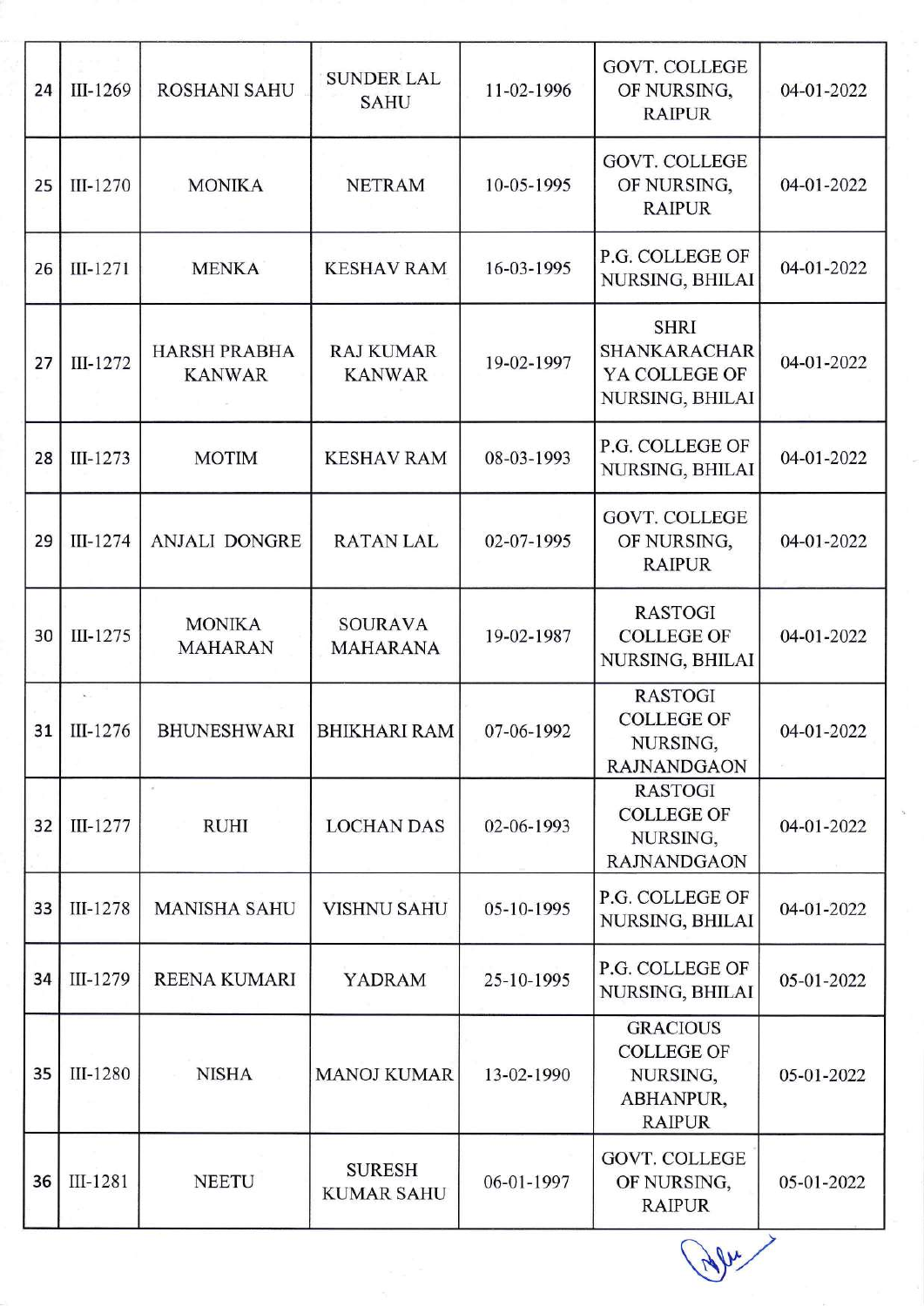| 24 | III-1269 | ROSHANI SAHU | SUNDER LAL SAHU | 11-02-1996 | GOVT. COLLEGE OF NURSING, RAIPUR | 04-01-2022 |
|---|---|---|---|---|---|---|
| 25 | III-1270 | MONIKA | NETRAM | 10-05-1995 | GOVT. COLLEGE OF NURSING, RAIPUR | 04-01-2022 |
| 26 | III-1271 | MENKA | KESHAV RAM | 16-03-1995 | P.G. COLLEGE OF NURSING, BHILAI | 04-01-2022 |
| 27 | III-1272 | HARSH PRABHA KANWAR | RAJ KUMAR KANWAR | 19-02-1997 | SHRI SHANKARACHARYA COLLEGE OF NURSING, BHILAI | 04-01-2022 |
| 28 | III-1273 | MOTIM | KESHAV RAM | 08-03-1993 | P.G. COLLEGE OF NURSING, BHILAI | 04-01-2022 |
| 29 | III-1274 | ANJALI DONGRE | RATAN LAL | 02-07-1995 | GOVT. COLLEGE OF NURSING, RAIPUR | 04-01-2022 |
| 30 | III-1275 | MONIKA MAHARAN | SOURAVA MAHARANA | 19-02-1987 | RASTOGI COLLEGE OF NURSING, BHILAI | 04-01-2022 |
| 31 | III-1276 | BHUNESHWARI | BHIKHARI RAM | 07-06-1992 | RASTOGI COLLEGE OF NURSING, RAJNANDGAON | 04-01-2022 |
| 32 | III-1277 | RUHI | LOCHAN DAS | 02-06-1993 | RASTOGI COLLEGE OF NURSING, RAJNANDGAON | 04-01-2022 |
| 33 | III-1278 | MANISHA SAHU | VISHNU SAHU | 05-10-1995 | P.G. COLLEGE OF NURSING, BHILAI | 04-01-2022 |
| 34 | III-1279 | REENA KUMARI | YADRAM | 25-10-1995 | P.G. COLLEGE OF NURSING, BHILAI | 05-01-2022 |
| 35 | III-1280 | NISHA | MANOJ KUMAR | 13-02-1990 | GRACIOUS COLLEGE OF NURSING, ABHANPUR, RAIPUR | 05-01-2022 |
| 36 | III-1281 | NEETU | SURESH KUMAR SAHU | 06-01-1997 | GOVT. COLLEGE OF NURSING, RAIPUR | 05-01-2022 |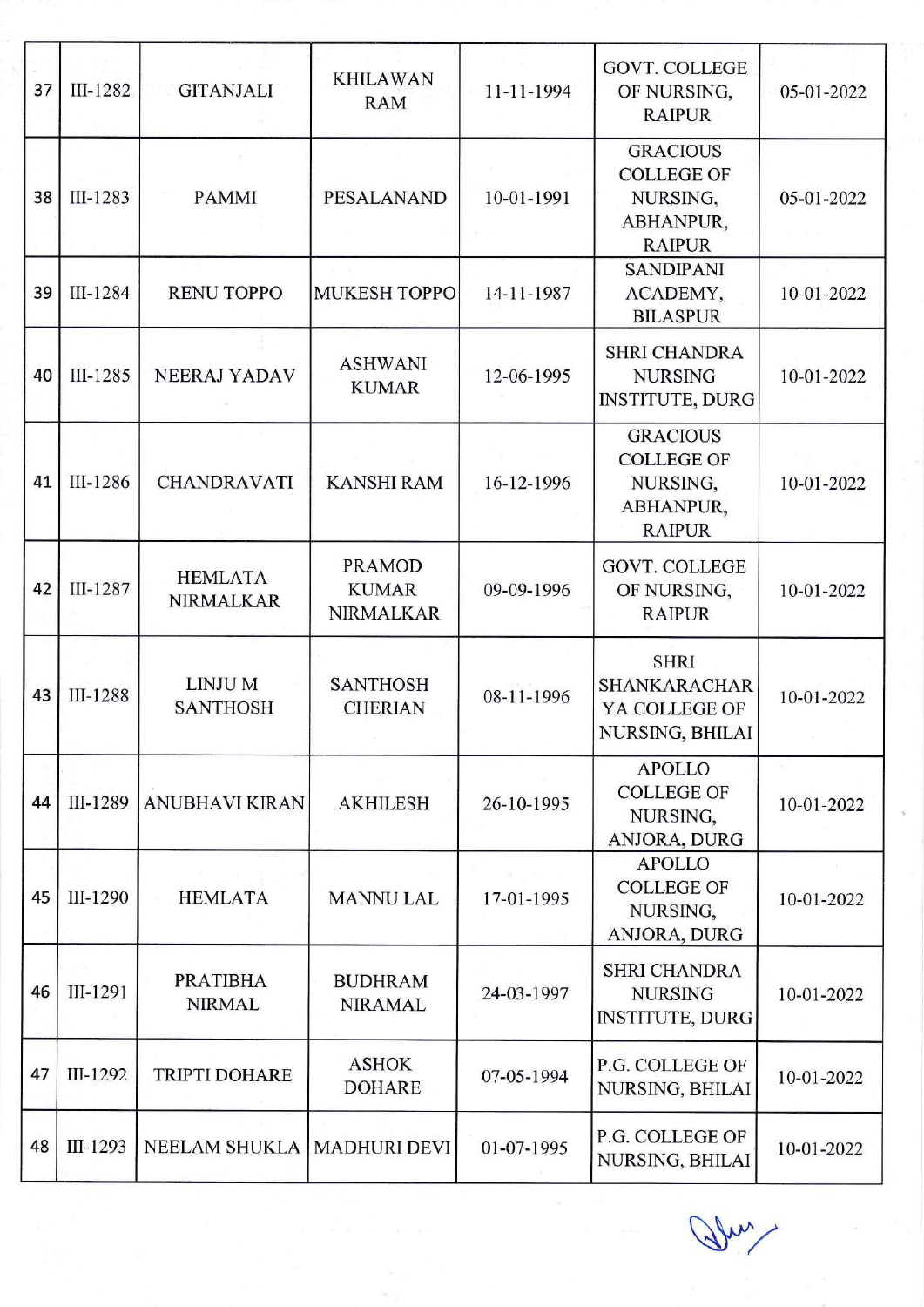| 37 | III-1282 | GITANJALI | KHILAWAN RAM | 11-11-1994 | GOVT. COLLEGE OF NURSING, RAIPUR | 05-01-2022 |
|---|---|---|---|---|---|---|
| 38 | III-1283 | PAMMI | PESALANAND | 10-01-1991 | GRACIOUS COLLEGE OF NURSING, ABHANPUR, RAIPUR | 05-01-2022 |
| 39 | III-1284 | RENU TOPPO | MUKESH TOPPO | 14-11-1987 | SANDIPANI ACADEMY, BILASPUR | 10-01-2022 |
| 40 | III-1285 | NEERAJ YADAV | ASHWANI KUMAR | 12-06-1995 | SHRI CHANDRA NURSING INSTITUTE, DURG | 10-01-2022 |
| 41 | III-1286 | CHANDRAVATI | KANSHI RAM | 16-12-1996 | GRACIOUS COLLEGE OF NURSING, ABHANPUR, RAIPUR | 10-01-2022 |
| 42 | III-1287 | HEMLATA NIRMALKAR | PRAMOD KUMAR NIRMALKAR | 09-09-1996 | GOVT. COLLEGE OF NURSING, RAIPUR | 10-01-2022 |
| 43 | III-1288 | LINJU M SANTHOSH | SANTHOSH CHERIAN | 08-11-1996 | SHRI SHANKARACHARYA COLLEGE OF NURSING, BHILAI | 10-01-2022 |
| 44 | III-1289 | ANUBHAVI KIRAN | AKHILESH | 26-10-1995 | APOLLO COLLEGE OF NURSING, ANJORA, DURG | 10-01-2022 |
| 45 | III-1290 | HEMLATA | MANNU LAL | 17-01-1995 | APOLLO COLLEGE OF NURSING, ANJORA, DURG | 10-01-2022 |
| 46 | III-1291 | PRATIBHA NIRMAL | BUDHRAM NIRAMAL | 24-03-1997 | SHRI CHANDRA NURSING INSTITUTE, DURG | 10-01-2022 |
| 47 | III-1292 | TRIPTI DOHARE | ASHOK DOHARE | 07-05-1994 | P.G. COLLEGE OF NURSING, BHILAI | 10-01-2022 |
| 48 | III-1293 | NEELAM SHUKLA | MADHURI DEVI | 01-07-1995 | P.G. COLLEGE OF NURSING, BHILAI | 10-01-2022 |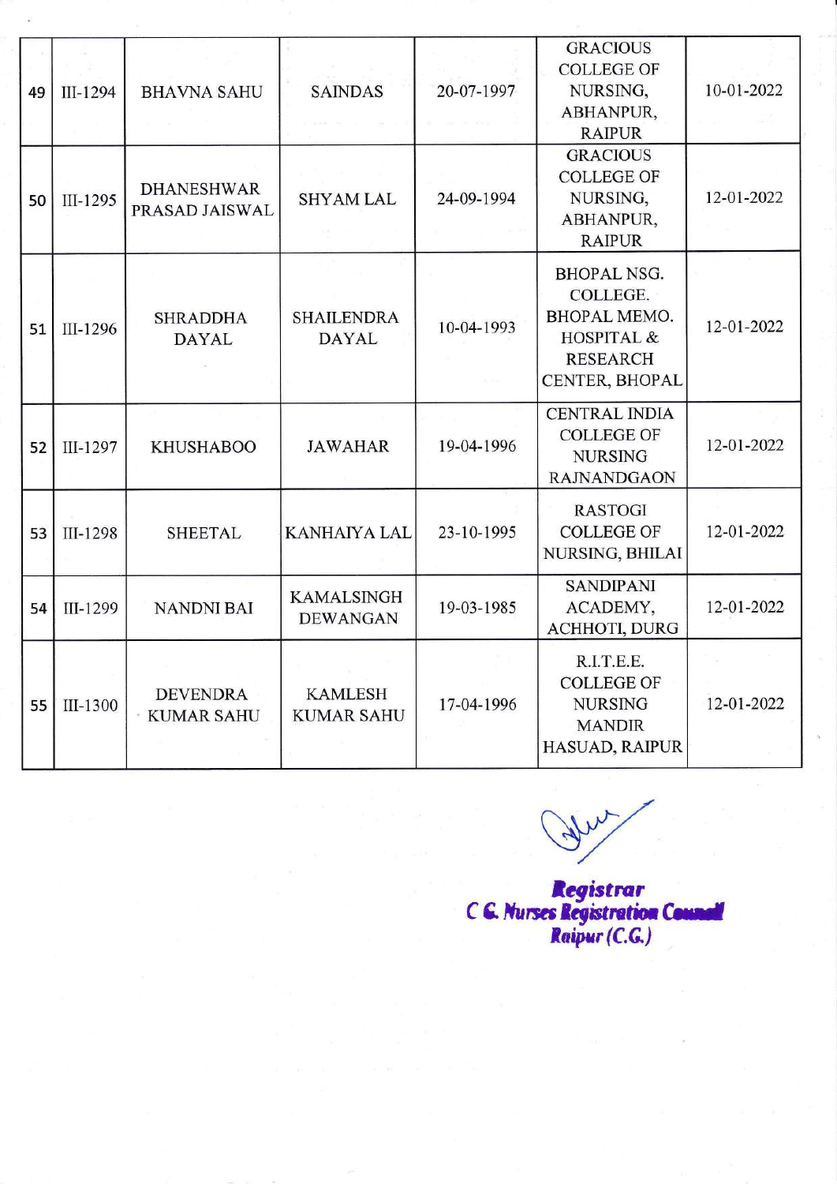| | | | | | | |
|---|---|---|---|---|---|---|
| 49 | III-1294 | BHAVNA SAHU | SAINDAS | 20-07-1997 | GRACIOUS COLLEGE OF NURSING, ABHANPUR, RAIPUR | 10-01-2022 |
| 50 | III-1295 | DHANESHWAR PRASAD JAISWAL | SHYAM LAL | 24-09-1994 | GRACIOUS COLLEGE OF NURSING, ABHANPUR, RAIPUR | 12-01-2022 |
| 51 | III-1296 | SHRADDHA DAYAL | SHAILENDRA DAYAL | 10-04-1993 | BHOPAL NSG. COLLEGE. BHOPAL MEMO. HOSPITAL & RESEARCH CENTER, BHOPAL | 12-01-2022 |
| 52 | III-1297 | KHUSHABOO | JAWAHAR | 19-04-1996 | CENTRAL INDIA COLLEGE OF NURSING RAJNANDGAON | 12-01-2022 |
| 53 | III-1298 | SHEETAL | KANHAIYA LAL | 23-10-1995 | RASTOGI COLLEGE OF NURSING, BHILAI | 12-01-2022 |
| 54 | III-1299 | NANDNI BAI | KAMALSINGH DEWANGAN | 19-03-1985 | SANDIPANI ACADEMY, ACHHOTI, DURG | 12-01-2022 |
| 55 | III-1300 | DEVENDRA KUMAR SAHU | KAMLESH KUMAR SAHU | 17-04-1996 | R.I.T.E.E. COLLEGE OF NURSING MANDIR HASUAD, RAIPUR | 12-01-2022 |

**Registrar**
**C G. Nurses Registration Council**
**Raipur (C.G.)**